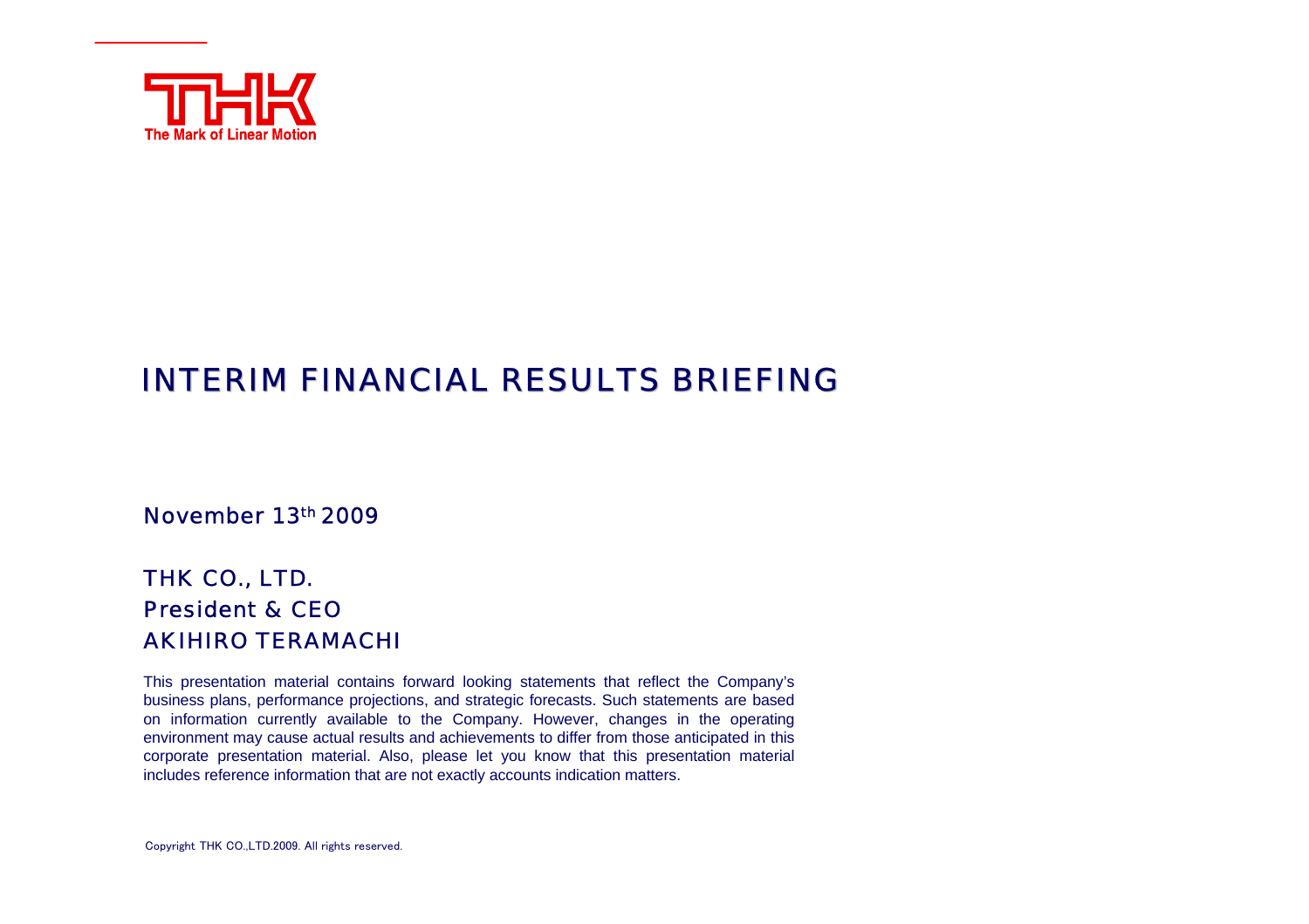THK

The Mark of Linear Motion

# INTERIM FINANCIAL RESULTS BRIEFING

November 13th 2009

THK CO., LTD.
President & CEO
AKIHIRO TERAMACHI

This presentation material contains forward looking statements that reflect the Company's business plans, performance projections, and strategic forecasts. Such statements are based on information currently available to the Company. However, changes in the operating environment may cause actual results and achievements to differ from those anticipated in this corporate presentation material. Also, please let you know that this presentation material includes reference information that are not exactly accounts indication matters.

Copyright THK CO.,LTD.2009. All rights reserved.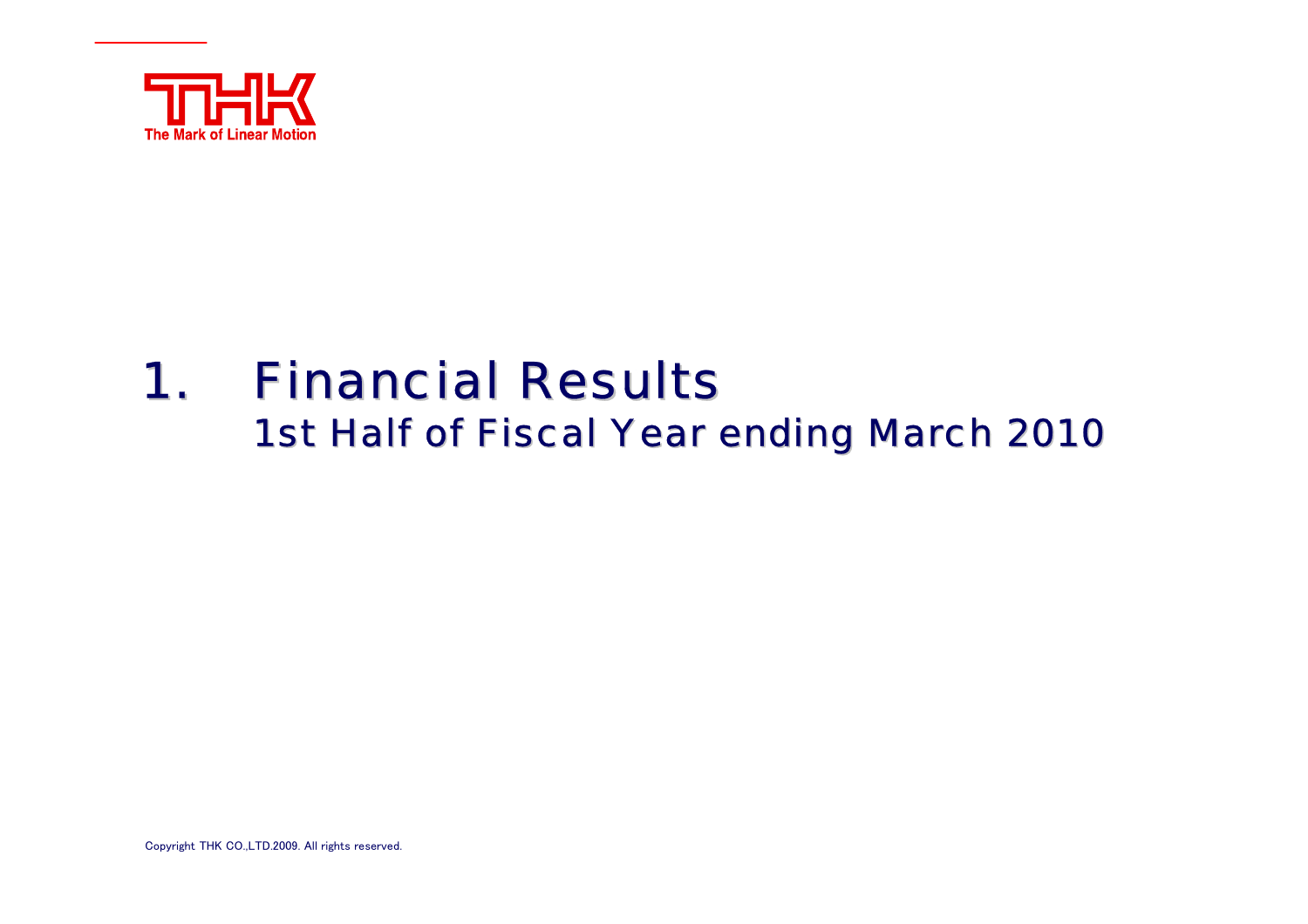# 1. Financial Results
## 1st Half of Fiscal Year ending March 2010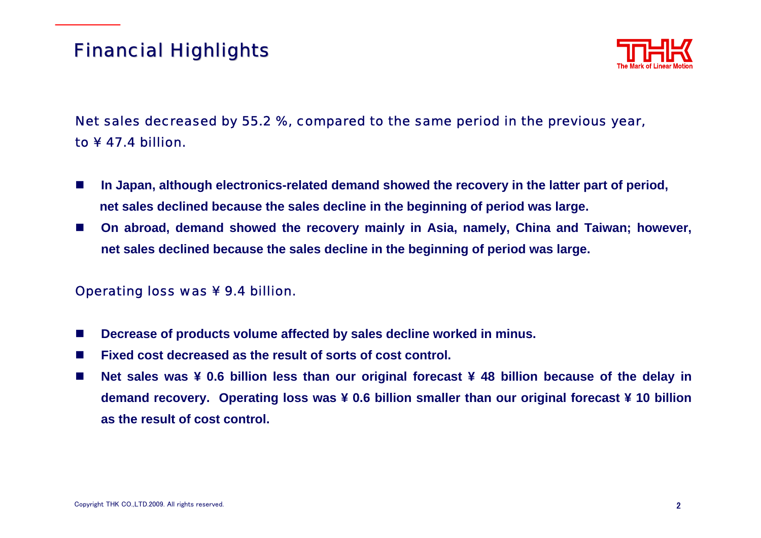# Financial Highlights

Net sales decreased by 55.2 %, compared to the same period in the previous year, to ¥ 47.4 billion.

- **In Japan, although electronics-related demand showed the recovery in the latter part of period, net sales declined because the sales decline in the beginning of period was large.**
- **On abroad, demand showed the recovery mainly in Asia, namely, China and Taiwan; however, net sales declined because the sales decline in the beginning of period was large.**

Operating loss was ¥ 9.4 billion.

- **Decrease of products volume affected by sales decline worked in minus.**
- **Fixed cost decreased as the result of sorts of cost control.**
- **Net sales was ¥ 0.6 billion less than our original forecast ¥ 48 billion because of the delay in demand recovery. Operating loss was ¥ 0.6 billion smaller than our original forecast ¥ 10 billion as the result of cost control.**

Copyright THK CO.,LTD.2009. All rights reserved.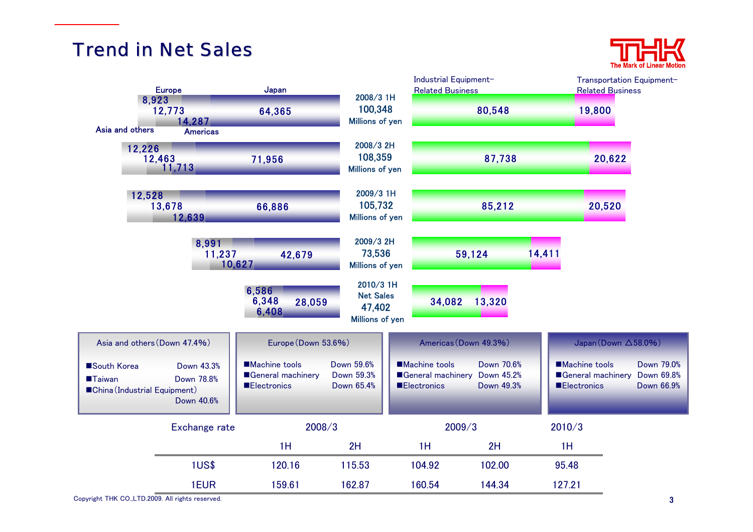# Trend in Net Sales

| Period | Net Sales (Millions of yen) | Japan | Americas | Europe | Asia and others | Industrial Equipment-Related Business | Transportation Equipment-Related Business |
|---|---|---|---|---|---|---|---|
| 2008/3 1H | 100,348 | 64,365 | 14,287 | 12,773 | 8,923 | 80,548 | 19,800 |
| 2008/3 2H | 108,359 | 71,956 | 11,713 | 12,463 | 12,226 | 87,738 | 20,622 |
| 2009/3 1H | 105,732 | 66,886 | 12,639 | 13,678 | 12,528 | 85,212 | 20,520 |
| 2009/3 2H | 73,536 | 42,679 | 10,627 | 11,237 | 8,991 | 59,124 | 14,411 |
| 2010/3 1H | 47,402 | 28,059 | 6,408 | 6,348 | 6,586 | 34,082 | 13,320 |

**Asia and others (Down 47.4%)**
- South Korea Down 43.3%
- Taiwan Down 78.8%
- China (Industrial Equipment) Down 40.6%

**Europe (Down 53.6%)**
- Machine tools Down 59.6%
- General machinery Down 59.3%
- Electronics Down 65.4%

**Americas (Down 49.3%)**
- Machine tools Down 70.6%
- General machinery Down 45.2%
- Electronics Down 49.3%

**Japan (Down △58.0%)**
- Machine tools Down 79.0%
- General machinery Down 69.8%
- Electronics Down 66.9%

| Exchange rate | 2008/3 1H | 2008/3 2H | 2009/3 1H | 2009/3 2H | 2010/3 1H |
|---|---|---|---|---|---|
| 1US$ | 120.16 | 115.53 | 104.92 | 102.00 | 95.48 |
| 1EUR | 159.61 | 162.87 | 160.54 | 144.34 | 127.21 |

Copyright THK CO.,LTD.2009. All rights reserved.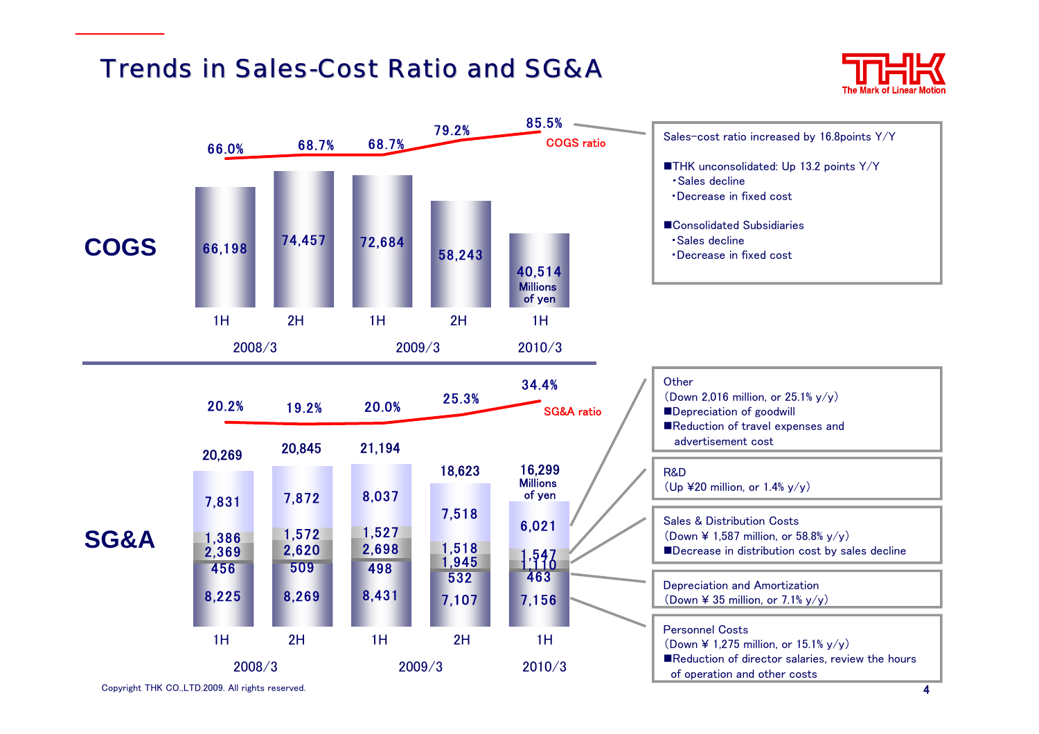# Trends in Sales-Cost Ratio and SG&A

## COGS

(Millions of yen)

| | 2008/3 1H | 2008/3 2H | 2009/3 1H | 2009/3 2H | 2010/3 1H |
|---|---|---|---|---|---|
| COGS | 66,198 | 74,457 | 72,684 | 58,243 | 40,514 |
| COGS ratio | 66.0% | 68.7% | 68.7% | 79.2% | 85.5% |

Sales-cost ratio increased by 16.8points Y/Y

- ■THK unconsolidated: Up 13.2 points Y/Y
  - ・Sales decline
  - ・Decrease in fixed cost
- ■Consolidated Subsidiaries
  - ・Sales decline
  - ・Decrease in fixed cost

## SG&A

(Millions of yen)

| | 2008/3 1H | 2008/3 2H | 2009/3 1H | 2009/3 2H | 2010/3 1H |
|---|---|---|---|---|---|
| Other | 7,831 | 7,872 | 8,037 | 7,518 | 6,021 |
| R&D | 1,386 | 1,572 | 1,527 | 1,518 | 1,547 |
| Sales & Distribution Costs | 2,369 | 2,620 | 2,698 | 1,945 | 1,110 |
| Depreciation and Amortization | 456 | 509 | 498 | 532 | 463 |
| Personnel Costs | 8,225 | 8,269 | 8,431 | 7,107 | 7,156 |
| Total | 20,269 | 20,845 | 21,194 | 18,623 | 16,299 |
| SG&A ratio | 20.2% | 19.2% | 20.0% | 25.3% | 34.4% |

Other
(Down 2,016 million, or 25.1% y/y)
- ■Depreciation of goodwill
- ■Reduction of travel expenses and advertisement cost

R&D
(Up ¥20 million, or 1.4% y/y)

Sales & Distribution Costs
(Down ¥ 1,587 million, or 58.8% y/y)
- ■Decrease in distribution cost by sales decline

Depreciation and Amortization
(Down ¥ 35 million, or 7.1% y/y)

Personnel Costs
(Down ¥ 1,275 million, or 15.1% y/y)
- ■Reduction of director salaries, review the hours of operation and other costs

Copyright THK CO.,LTD.2009. All rights reserved.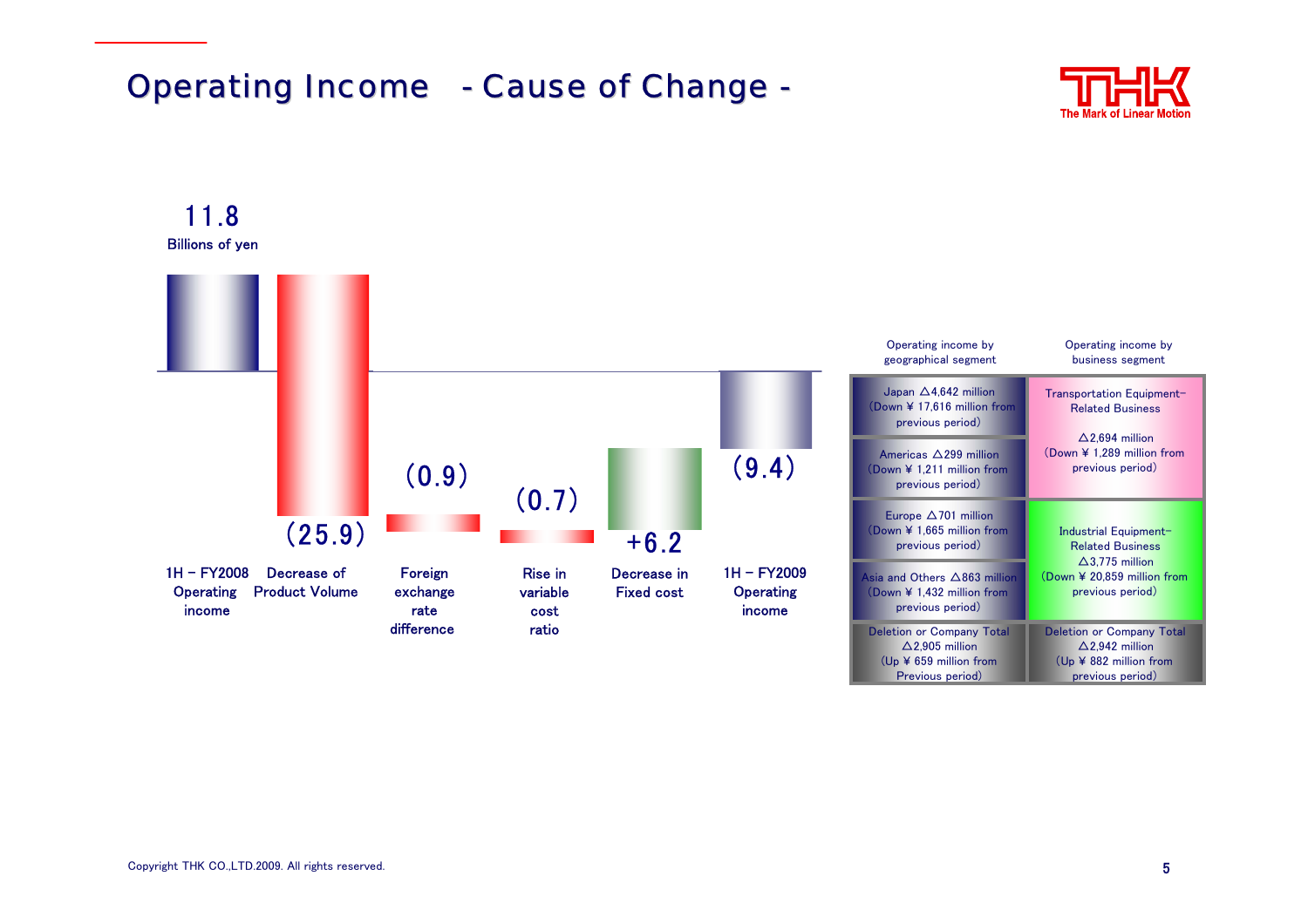# Operating Income - Cause of Change -

Billions of yen

| 1H – FY2008 Operating income | Decrease of Product Volume | Foreign exchange rate difference | Rise in variable cost ratio | Decrease in Fixed cost | 1H – FY2009 Operating income |
|---|---|---|---|---|---|
| 11.8 | (25.9) | (0.9) | (0.7) | +6.2 | (9.4) |

| Operating income by geographical segment | Operating income by business segment |
|---|---|
| Japan △4,642 million (Down ¥ 17,616 million from previous period) | Transportation Equipment–Related Business △2,694 million (Down ¥ 1,289 million from previous period) |
| Americas △299 million (Down ¥ 1,211 million from previous period) | |
| Europe △701 million (Down ¥ 1,665 million from previous period) | Industrial Equipment–Related Business △3,775 million (Down ¥ 20,859 million from previous period) |
| Asia and Others △863 million (Down ¥ 1,432 million from previous period) | |
| Deletion or Company Total △2,905 million (Up ¥ 659 million from Previous period) | Deletion or Company Total △2,942 million (Up ¥ 882 million from previous period) |

Copyright THK CO.,LTD.2009. All rights reserved.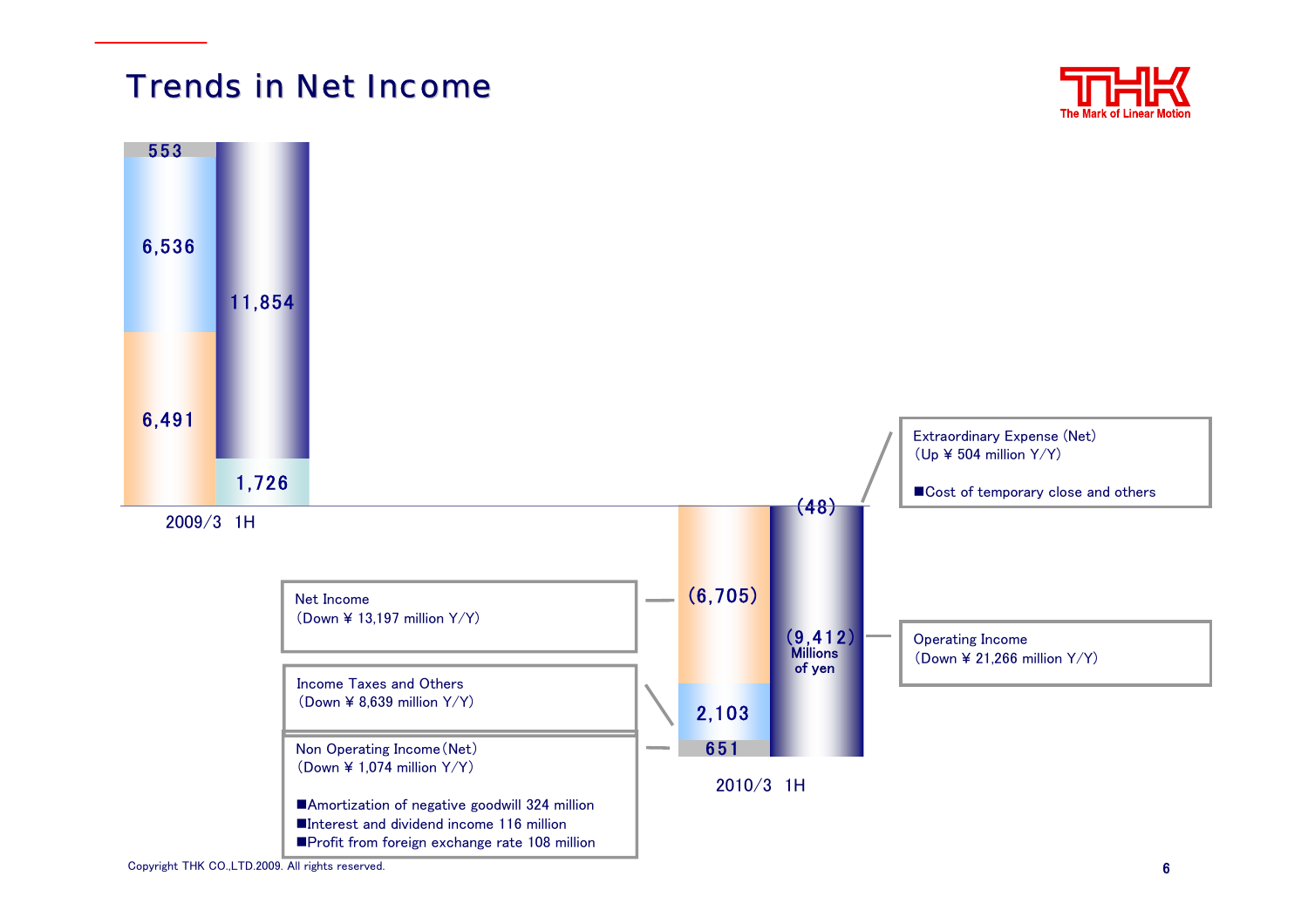# Trends in Net Income

**2009/3 1H**

| Item | Value |
|---|---|
| Non Operating Income (Net) | 553 |
| Income Taxes and Others | 6,536 |
| Net Income | 6,491 |
| Operating Income | 11,854 |
| Extraordinary Expense (Net) | 1,726 |

**2010/3 1H**

| Item | Value |
|---|---|
| Net Income | (6,705) |
| Income Taxes and Others | 2,103 |
| Non Operating Income (Net) | 651 |
| Operating Income | (9,412) |
| Extraordinary Expense (Net) | (48) |

Millions of yen

**Extraordinary Expense (Net)**
(Up ¥ 504 million Y/Y)

- Cost of temporary close and others

**Operating Income**
(Down ¥ 21,266 million Y/Y)

**Net Income**
(Down ¥ 13,197 million Y/Y)

**Income Taxes and Others**
(Down ¥ 8,639 million Y/Y)

**Non Operating Income (Net)**
(Down ¥ 1,074 million Y/Y)

- Amortization of negative goodwill 324 million
- Interest and dividend income 116 million
- Profit from foreign exchange rate 108 million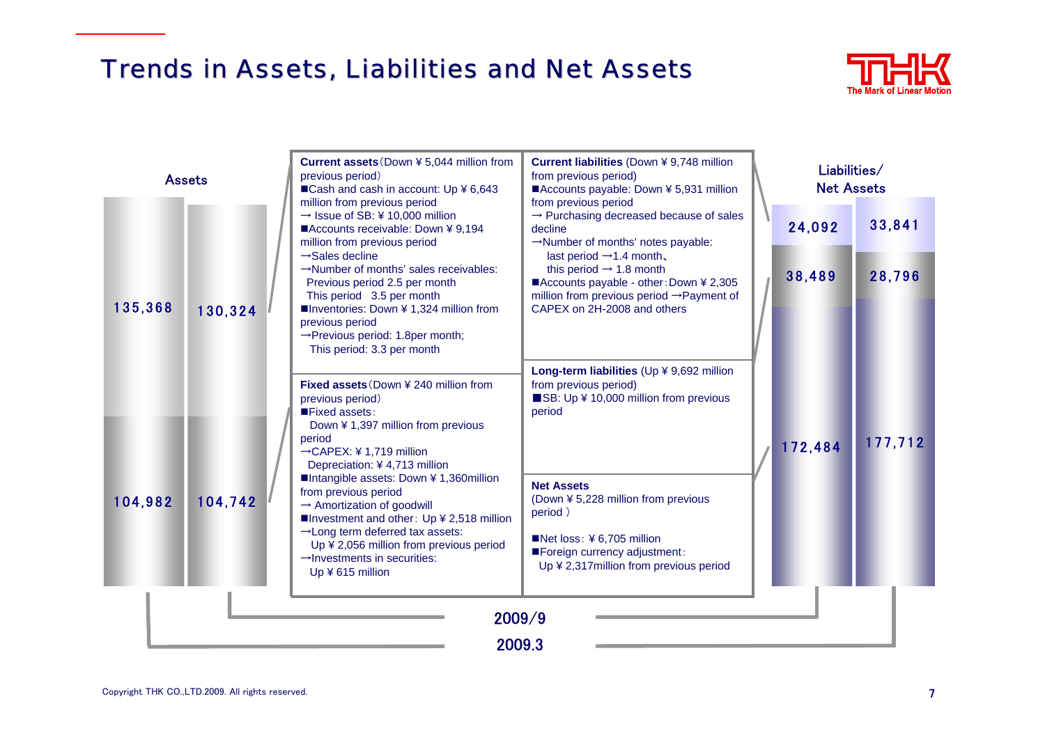# Trends in Assets, Liabilities and Net Assets

| | Assets 2009.3 | Assets 2009/9 |
|---|---|---|
| Current assets | 135,368 | 130,324 |
| Fixed assets | 104,982 | 104,742 |

| | Liabilities/Net Assets 2009.3 | Liabilities/Net Assets 2009/9 |
|---|---|---|
| Current liabilities | 38,489 | 28,796 |
| Long-term liabilities | 24,092 | 33,841 |
| Net Assets | 172,484 | 177,712 |

**Current assets** (Down ¥ 5,044 million from previous period)

- ■Cash and cash in account: Up ¥ 6,643 million from previous period
  → Issue of SB: ¥ 10,000 million
- ■Accounts receivable: Down ¥ 9,194 million from previous period
  →Sales decline
  →Number of months' sales receivables:
  Previous period 2.5 per month
  This period 3.5 per month
- ■Inventories: Down ¥ 1,324 million from previous period
  →Previous period: 1.8per month;
  This period: 3.3 per month

**Fixed assets** (Down ¥ 240 million from previous period)

- ■Fixed assets:
  Down ¥ 1,397 million from previous period
  →CAPEX: ¥ 1,719 million
  Depreciation: ¥ 4,713 million
- ■Intangible assets: Down ¥ 1,360million from previous period
  → Amortization of goodwill
- ■Investment and other: Up ¥ 2,518 million
  →Long term deferred tax assets:
  Up ¥ 2,056 million from previous period
  →Investments in securities:
  Up ¥ 615 million

**Current liabilities** (Down ¥ 9,748 million from previous period)

- ■Accounts payable: Down ¥ 5,931 million from previous period
  → Purchasing decreased because of sales decline
  →Number of months' notes payable:
  last period →1.4 month、
  this period → 1.8 month
- ■Accounts payable - other: Down ¥ 2,305 million from previous period →Payment of CAPEX on 2H-2008 and others

**Long-term liabilities** (Up ¥ 9,692 million from previous period)

- ■SB: Up ¥ 10,000 million from previous period

**Net Assets**
(Down ¥ 5,228 million from previous period )

- ■Net loss: ¥ 6,705 million
- ■Foreign currency adjustment:
  Up ¥ 2,317million from previous period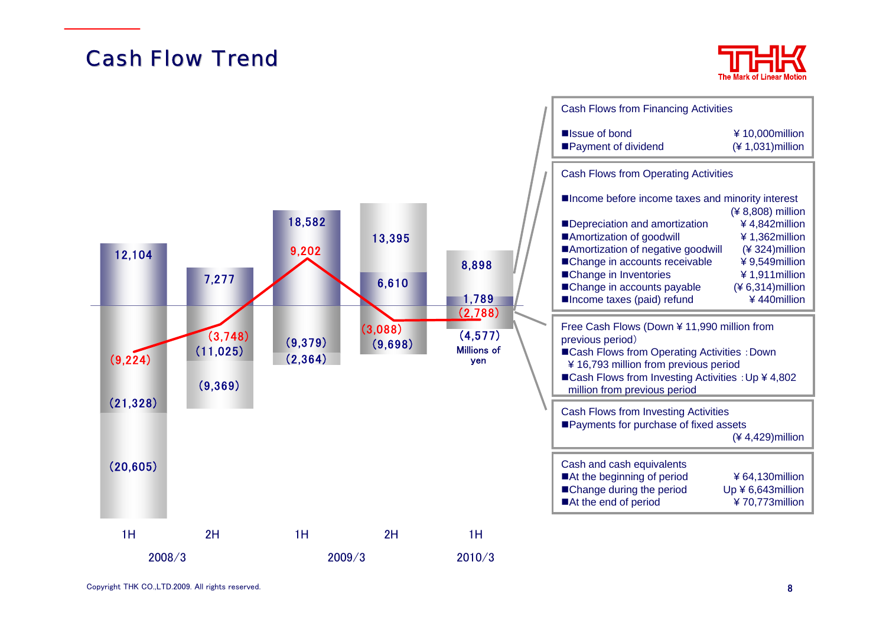# Cash Flow Trend

| | 2008/3 1H | 2008/3 2H | 2009/3 1H | 2009/3 2H | 2010/3 1H |
|---|---|---|---|---|---|
| Cash Flows from Operating Activities | 12,104 | 7,277 | 18,582 | 13,395 | 8,898 |
| Cash Flows from Financing Activities | (20,605) | (9,369) | (2,364) | 6,610 | 1,789 |
| Cash Flows from Investing Activities | (21,328) | (11,025) | (9,379) | (9,698) | (4,577) |
| Free Cash Flows | (9,224) | (3,748) | 9,202 | (3,088) | (2,788) |

Millions of yen

**Cash Flows from Financing Activities**

- Issue of bond ¥10,000million
- Payment of dividend (¥1,031)million

**Cash Flows from Operating Activities**

- Income before income taxes and minority interest (¥8,808) million
- Depreciation and amortization ¥4,842million
- Amortization of goodwill ¥1,362million
- Amortization of negative goodwill (¥324)million
- Change in accounts receivable ¥9,549million
- Change in Inventories ¥1,911million
- Change in accounts payable (¥6,314)million
- Income taxes (paid) refund ¥440million

**Free Cash Flows (Down ¥11,990 million from previous period)**

- Cash Flows from Operating Activities : Down ¥16,793 million from previous period
- Cash Flows from Investing Activities : Up ¥4,802 million from previous period

**Cash Flows from Investing Activities**

- Payments for purchase of fixed assets (¥4,429)million

**Cash and cash equivalents**

- At the beginning of period ¥64,130million
- Change during the period Up ¥6,643million
- At the end of period ¥70,773million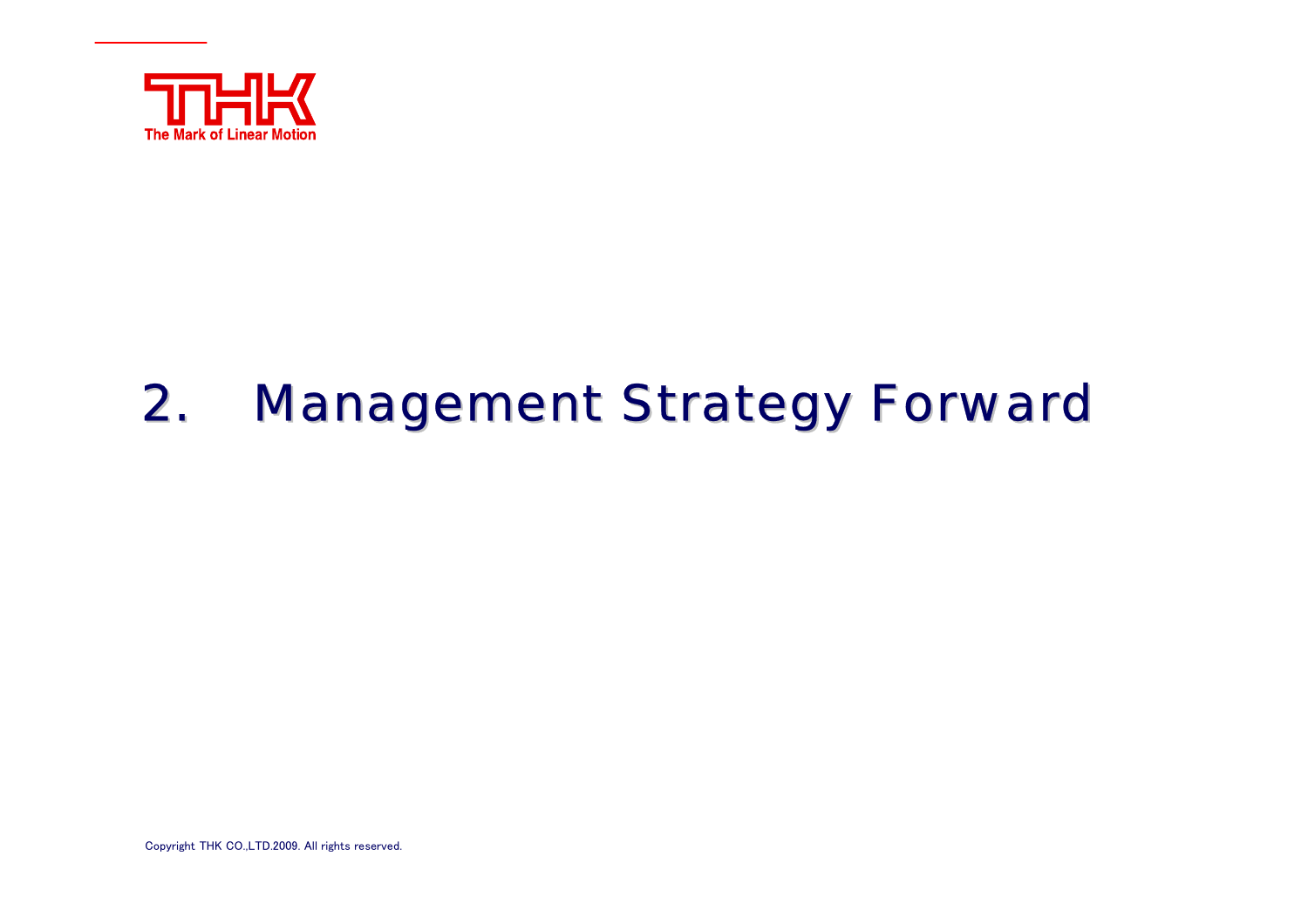# 2. Management Strategy Forward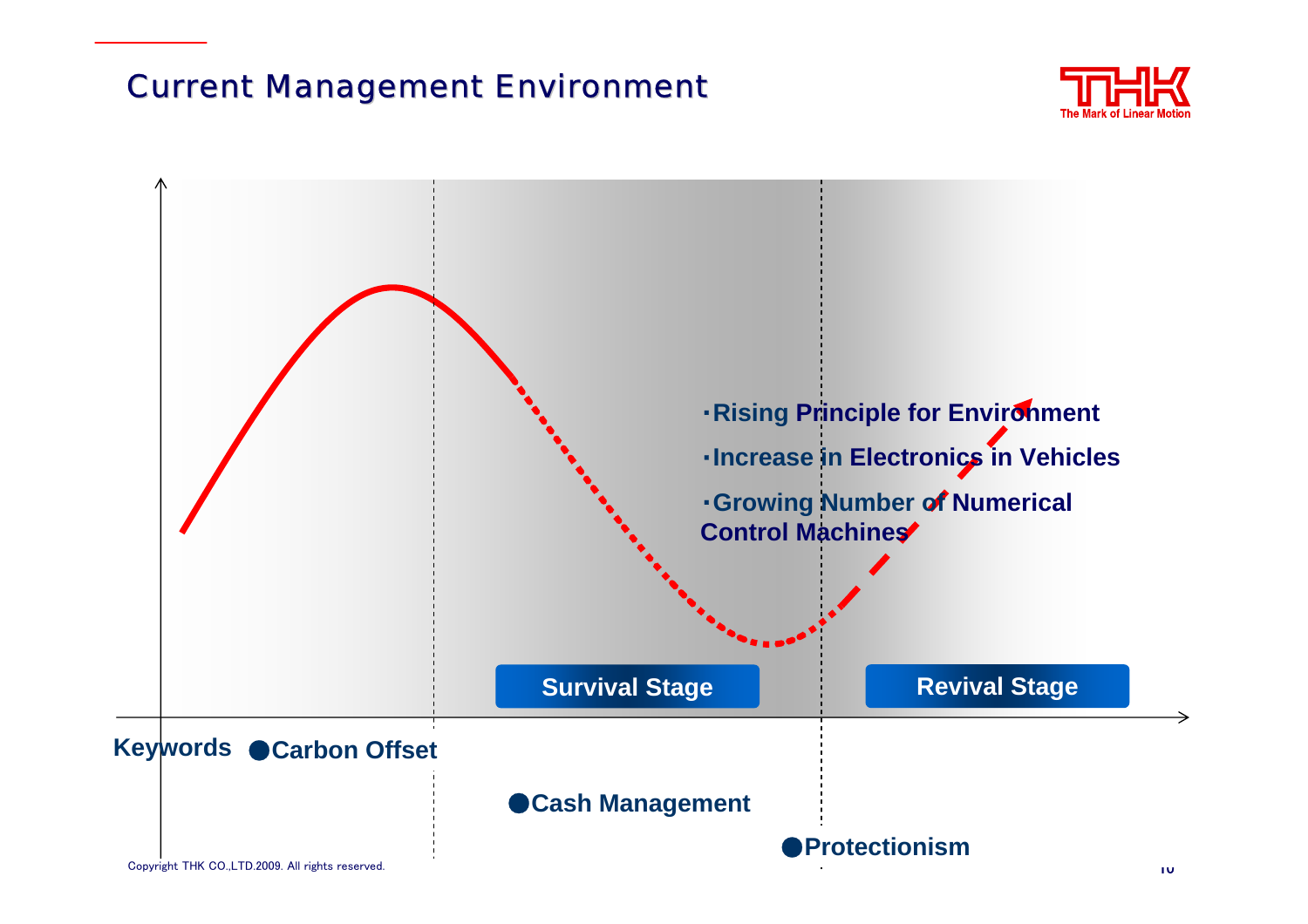# Current Management Environment

- Rising Principle for Environment
- Increase in Electronics in Vehicles
- Growing Number of Numerical Control Machines

**Survival Stage**

**Revival Stage**

**Keywords**

- **Carbon Offset**
- **Cash Management**
- **Protectionism**

Copyright THK CO.,LTD.2009. All rights reserved.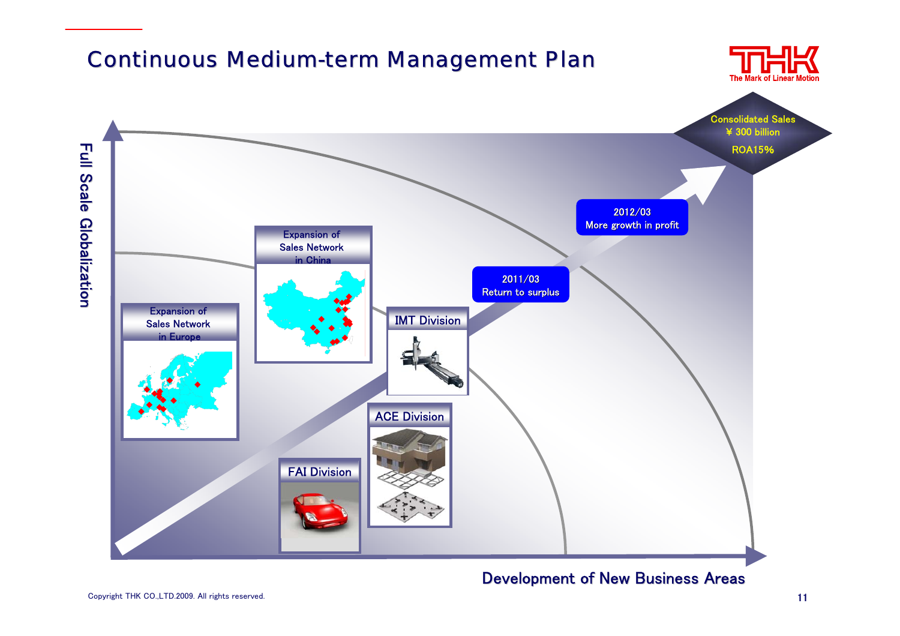# Continuous Medium-term Management Plan

Full Scale Globalization

Consolidated Sales
¥ 300 billion
ROA15%

2012/03
More growth in profit

2011/03
Return to surplus

Expansion of Sales Network in China

Expansion of Sales Network in Europe

IMT Division

ACE Division

FAI Division

Development of New Business Areas

Copyright THK CO.,LTD.2009. All rights reserved.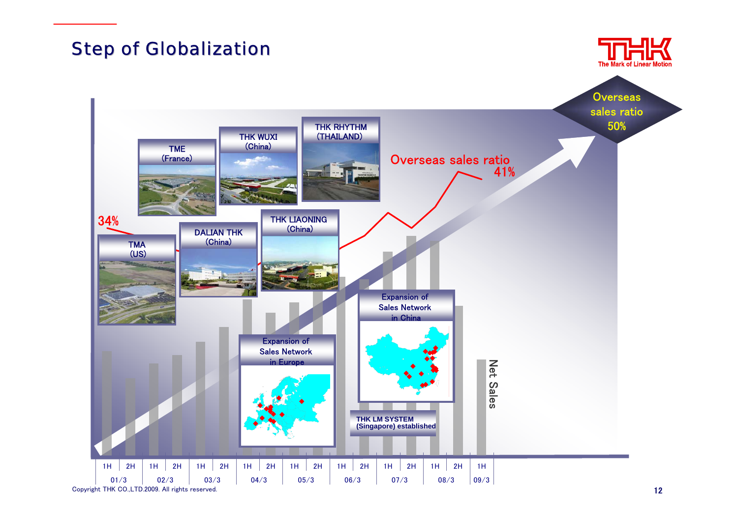# Step of Globalization

Overseas sales ratio 50%

Overseas sales ratio 41%

34%

TMA (US)

TME (France)

DALIAN THK (China)

THK WUXI (China)

THK LIAONING (China)

THK RHYTHM (THAILAND)

Expansion of Sales Network in Europe

Expansion of Sales Network in China

THK LM SYSTEM (Singapore) established

Net Sales

| 1H | 2H | 1H | 2H | 1H | 2H | 1H | 2H | 1H | 2H | 1H | 2H | 1H | 2H | 1H | 2H | 1H |
|---|---|---|---|---|---|---|---|---|---|---|---|---|---|---|---|---|
| 01/3 | | 02/3 | | 03/3 | | 04/3 | | 05/3 | | 06/3 | | 07/3 | | 08/3 | | 09/3 |

Copyright THK CO.,LTD.2009. All rights reserved.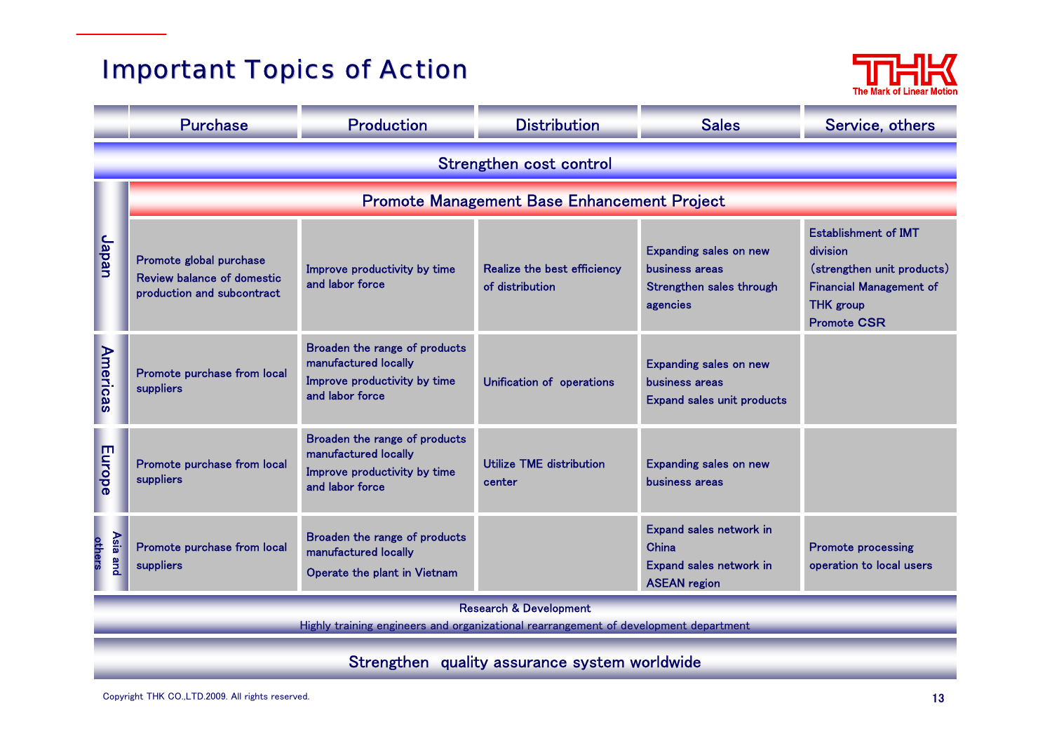# Important Topics of Action

| | Purchase | Production | Distribution | Sales | Service, others |
|---|---|---|---|---|---|
| Strengthen cost control | | | | | |
| | Promote Management Base Enhancement Project | | | | |
| Japan | Promote global purchase<br>Review balance of domestic production and subcontract | Improve productivity by time and labor force | Realize the best efficiency of distribution | Expanding sales on new business areas<br>Strengthen sales through agencies | Establishment of IMT division (strengthen unit products)<br>Financial Management of THK group<br>Promote CSR |
| Americas | Promote purchase from local suppliers | Broaden the range of products manufactured locally<br>Improve productivity by time and labor force | Unification of operations | Expanding sales on new business areas<br>Expand sales unit products | |
| Europe | Promote purchase from local suppliers | Broaden the range of products manufactured locally<br>Improve productivity by time and labor force | Utilize TME distribution center | Expanding sales on new business areas | |
| Asia and others | Promote purchase from local suppliers | Broaden the range of products manufactured locally<br>Operate the plant in Vietnam | | Expand sales network in China<br>Expand sales network in ASEAN region | Promote processing operation to local users |

Research & Development

Highly training engineers and organizational rearrangement of development department

Strengthen quality assurance system worldwide

Copyright THK CO.,LTD.2009. All rights reserved.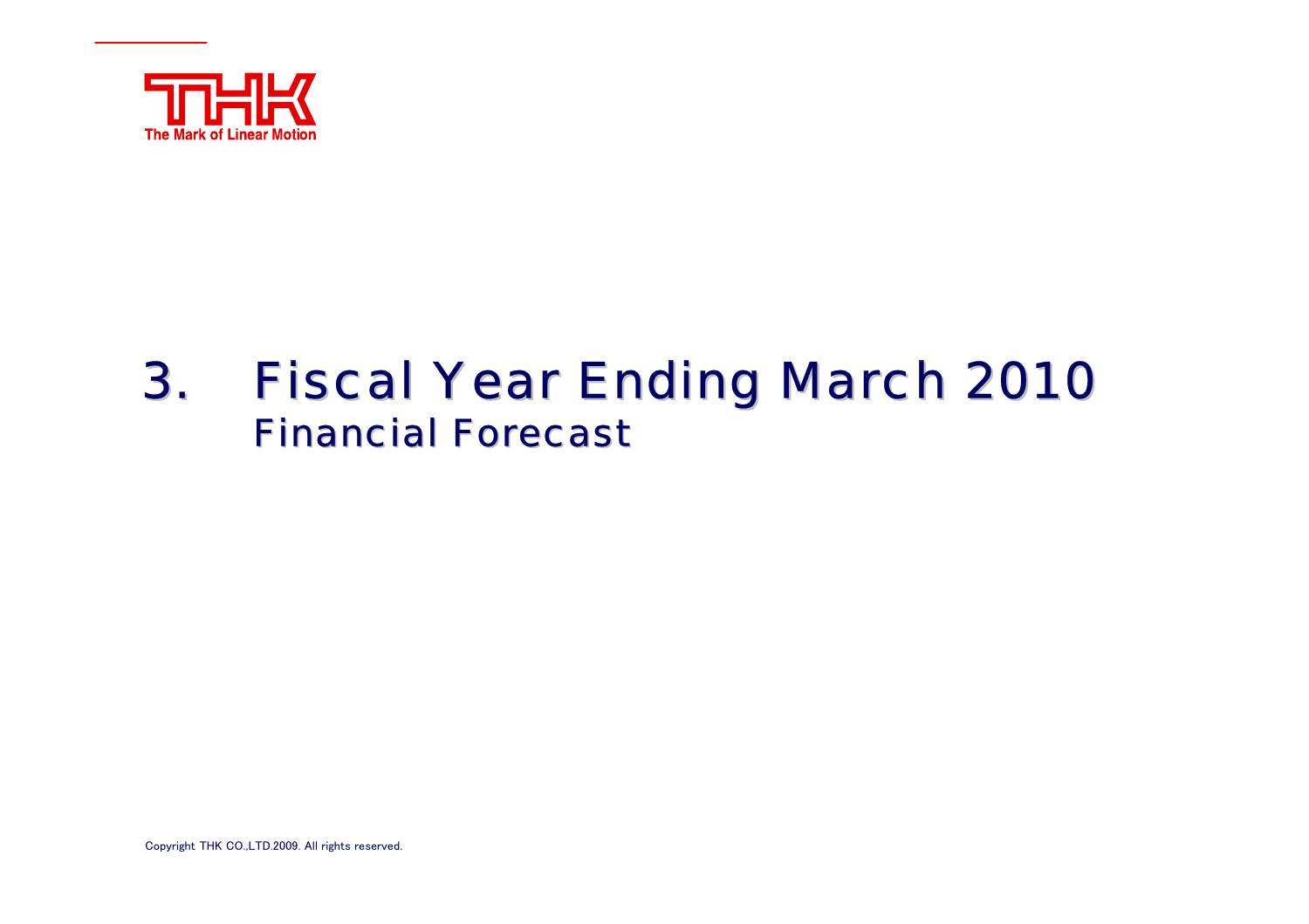# 3. Fiscal Year Ending March 2010
## Financial Forecast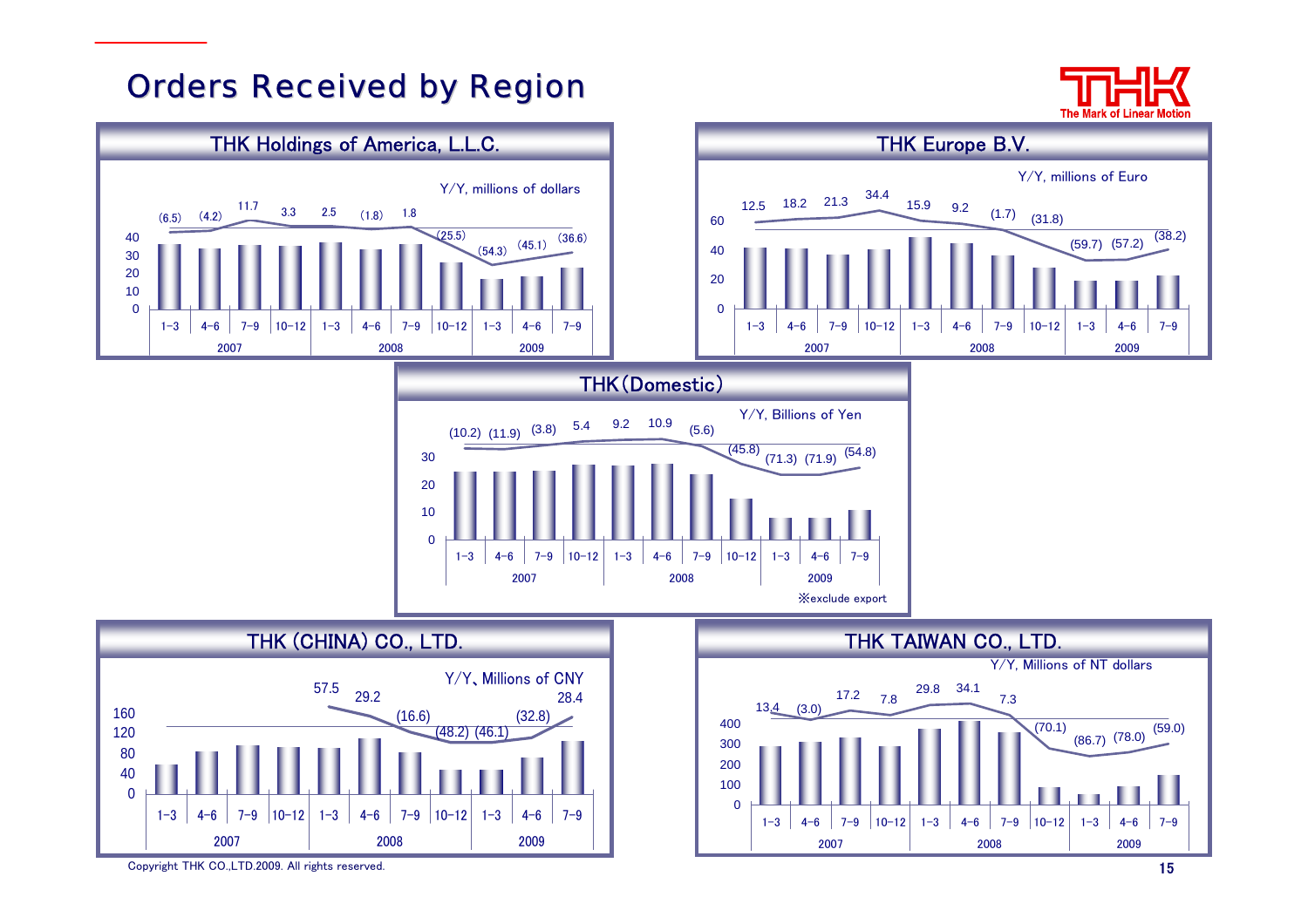# Orders Received by Region

## THK Holdings of America, L.L.C.

Y/Y, millions of dollars

| | 2007 | | | | 2008 | | | | 2009 | | |
|---|---|---|---|---|---|---|---|---|---|---|---|
| Quarter | 1-3 | 4-6 | 7-9 | 10-12 | 1-3 | 4-6 | 7-9 | 10-12 | 1-3 | 4-6 | 7-9 |
| Y/Y (%) | (6.5) | (4.2) | 11.7 | 3.3 | 2.5 | (1.8) | 1.8 | (25.5) | (54.3) | (45.1) | (36.6) |

## THK Europe B.V.

Y/Y, millions of Euro

| | 2007 | | | | 2008 | | | | 2009 | | |
|---|---|---|---|---|---|---|---|---|---|---|---|
| Quarter | 1-3 | 4-6 | 7-9 | 10-12 | 1-3 | 4-6 | 7-9 | 10-12 | 1-3 | 4-6 | 7-9 |
| Y/Y (%) | 12.5 | 18.2 | 21.3 | 34.4 | 15.9 | 9.2 | (1.7) | (31.8) | (59.7) | (57.2) | (38.2) |

## THK（Domestic）

Y/Y, Billions of Yen

| | 2007 | | | | 2008 | | | | 2009 | | |
|---|---|---|---|---|---|---|---|---|---|---|---|
| Quarter | 1-3 | 4-6 | 7-9 | 10-12 | 1-3 | 4-6 | 7-9 | 10-12 | 1-3 | 4-6 | 7-9 |
| Y/Y (%) | (10.2) | (11.9) | (3.8) | 5.4 | 9.2 | 10.9 | (5.6) | (45.8) | (71.3) | (71.9) | (54.8) |

※exclude export

## THK (CHINA) CO., LTD.

Y/Y、Millions of CNY

| | 2007 | | | | 2008 | | | | 2009 | | |
|---|---|---|---|---|---|---|---|---|---|---|---|
| Quarter | 1-3 | 4-6 | 7-9 | 10-12 | 1-3 | 4-6 | 7-9 | 10-12 | 1-3 | 4-6 | 7-9 |
| Y/Y (%) | | | | | 57.5 | 29.2 | (16.6) | (48.2) | (46.1) | (32.8) | 28.4 |

## THK TAIWAN CO., LTD.

Y/Y, Millions of NT dollars

| | 2007 | | | | 2008 | | | | 2009 | | |
|---|---|---|---|---|---|---|---|---|---|---|---|
| Quarter | 1-3 | 4-6 | 7-9 | 10-12 | 1-3 | 4-6 | 7-9 | 10-12 | 1-3 | 4-6 | 7-9 |
| Y/Y (%) | 13.4 | (3.0) | 17.2 | 7.8 | 29.8 | 34.1 | 7.3 | (70.1) | (86.7) | (78.0) | (59.0) |

Copyright THK CO.,LTD.2009. All rights reserved.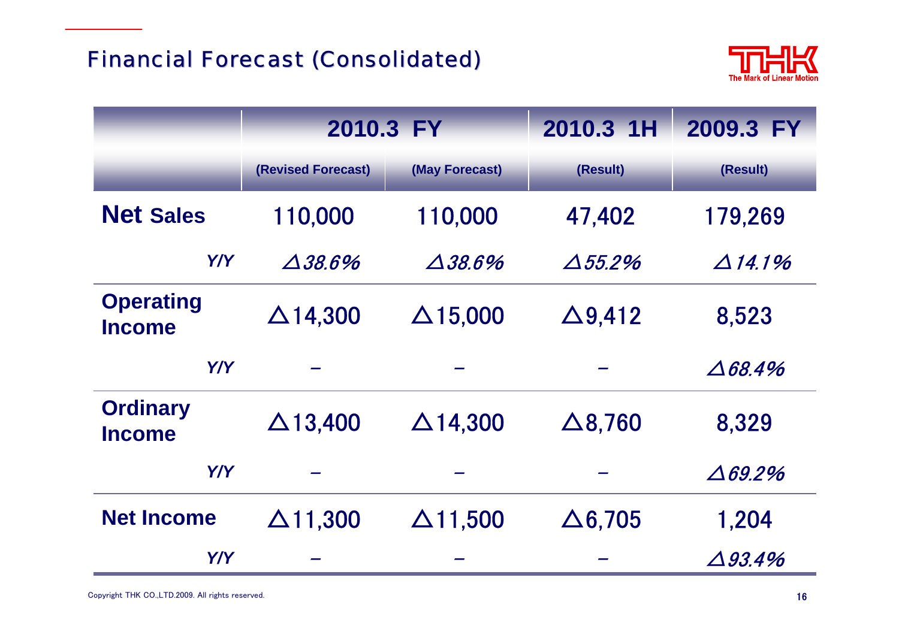## Financial Forecast (Consolidated)

| | 2010.3 FY | | 2010.3 1H | 2009.3 FY |
|---|---|---|---|---|
| | (Revised Forecast) | (May Forecast) | (Result) | (Result) |
| **Net Sales** | 110,000 | 110,000 | 47,402 | 179,269 |
| *Y/Y* | *△38.6%* | *△38.6%* | *△55.2%* | *△14.1%* |
| **Operating Income** | △14,300 | △15,000 | △9,412 | 8,523 |
| *Y/Y* | – | – | – | *△68.4%* |
| **Ordinary Income** | △13,400 | △14,300 | △8,760 | 8,329 |
| *Y/Y* | – | – | – | *△69.2%* |
| **Net Income** | △11,300 | △11,500 | △6,705 | 1,204 |
| *Y/Y* | – | – | – | *△93.4%* |

Copyright THK CO.,LTD.2009. All rights reserved.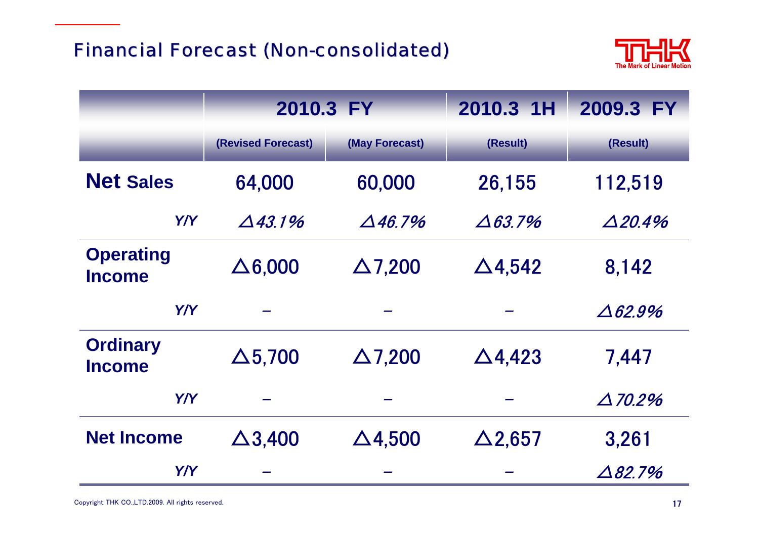## Financial Forecast (Non-consolidated)

| | 2010.3 FY | | 2010.3 1H | 2009.3 FY |
|---|---|---|---|---|
| | (Revised Forecast) | (May Forecast) | (Result) | (Result) |
| **Net Sales** | 64,000 | 60,000 | 26,155 | 112,519 |
| *Y/Y* | *△43.1%* | *△46.7%* | *△63.7%* | *△20.4%* |
| **Operating Income** | △6,000 | △7,200 | △4,542 | 8,142 |
| *Y/Y* | – | – | – | *△62.9%* |
| **Ordinary Income** | △5,700 | △7,200 | △4,423 | 7,447 |
| *Y/Y* | – | – | – | *△70.2%* |
| **Net Income** | △3,400 | △4,500 | △2,657 | 3,261 |
| *Y/Y* | – | – | – | *△82.7%* |

Copyright THK CO.,LTD.2009. All rights reserved.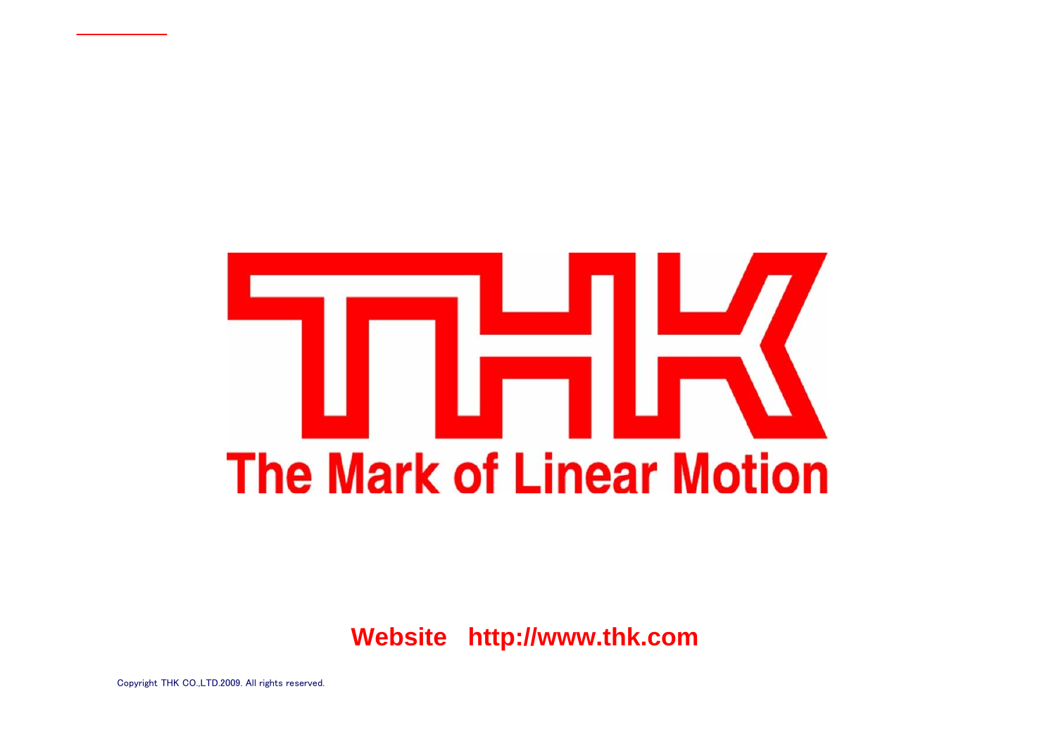THK

The Mark of Linear Motion

**Website http://www.thk.com**

Copyright THK CO.,LTD.2009. All rights reserved.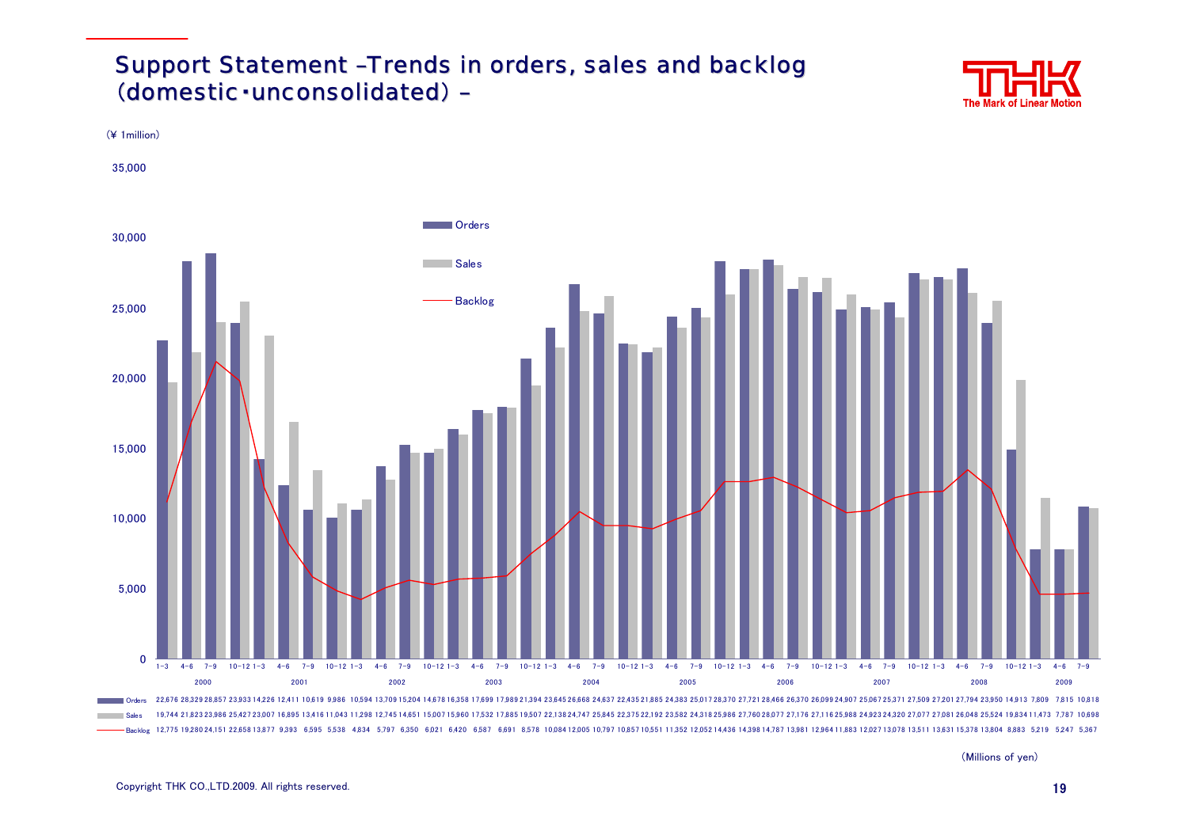# Support Statement –Trends in orders, sales and backlog (domestic・unconsolidated) –

(¥ 1million)

| Year | Quarter | Orders | Sales | Backlog |
|---|---|---|---|---|
| 2000 | 1-3 | 22,676 | 19,744 | 12,775 |
| | 4-6 | 28,329 | 21,823 | 19,280 |
| | 7-9 | 28,857 | 23,986 | 24,151 |
| | 10-12 | 23,933 | 25,427 | 22,658 |
| 2001 | 1-3 | 14,226 | 23,007 | 13,877 |
| | 4-6 | 12,411 | 16,895 | 9,393 |
| | 7-9 | 10,619 | 13,416 | 6,595 |
| | 10-12 | 9,986 | 11,043 | 5,538 |
| 2002 | 1-3 | 10,594 | 11,298 | 4,834 |
| | 4-6 | 13,709 | 12,745 | 5,797 |
| | 7-9 | 15,204 | 14,651 | 6,350 |
| | 10-12 | 14,678 | 15,007 | 6,021 |
| 2003 | 1-3 | 16,358 | 15,960 | 6,420 |
| | 4-6 | 17,699 | 17,532 | 6,587 |
| | 7-9 | 17,989 | 17,885 | 6,691 |
| | 10-12 | 21,394 | 19,507 | 8,578 |
| 2004 | 1-3 | 23,645 | 22,138 | 10,084 |
| | 4-6 | 26,668 | 24,747 | 12,005 |
| | 7-9 | 24,637 | 25,845 | 10,797 |
| | 10-12 | 22,435 | 22,375 | 10,857 |
| 2005 | 1-3 | 21,885 | 22,192 | 10,551 |
| | 4-6 | 24,383 | 23,582 | 11,352 |
| | 7-9 | 25,017 | 24,318 | 12,052 |
| | 10-12 | 28,370 | 25,986 | 14,436 |
| 2006 | 1-3 | 27,721 | 27,760 | 14,398 |
| | 4-6 | 28,466 | 28,077 | 14,787 |
| | 7-9 | 26,370 | 27,176 | 13,981 |
| | 10-12 | 26,099 | 27,116 | 12,964 |
| 2007 | 1-3 | 24,907 | 25,988 | 11,883 |
| | 4-6 | 25,067 | 24,923 | 12,027 |
| | 7-9 | 25,371 | 24,320 | 13,078 |
| | 10-12 | 27,509 | 27,077 | 13,511 |
| 2008 | 1-3 | 27,201 | 27,081 | 13,631 |
| | 4-6 | 27,794 | 26,048 | 15,378 |
| | 7-9 | 23,950 | 25,524 | 13,804 |
| | 10-12 | 14,913 | 19,834 | 8,883 |
| 2009 | 1-3 | 7,809 | 11,473 | 5,219 |
| | 4-6 | 7,815 | 7,787 | 5,247 |
| | 7-9 | 10,818 | 10,698 | 5,367 |

(Millions of yen)

Copyright THK CO.,LTD.2009. All rights reserved.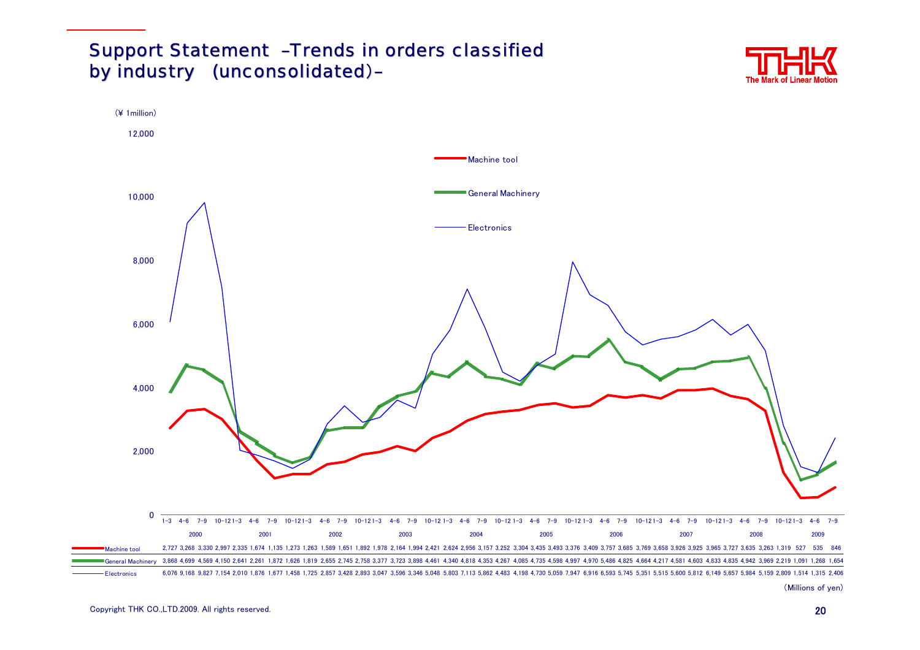# Support Statement –Trends in orders classified by industry (unconsolidated)–

(¥ 1million)

12,000
10,000
8,000
6,000
4,000
2,000
0

Machine tool
General Machinery
Electronics

| | 2000 | | | | 2001 | | | | 2002 | | | | 2003 | | | | 2004 | | | | 2005 | | | | 2006 | | | | 2007 | | | | 2008 | | | | 2009 | | |
|---|---|---|---|---|---|---|---|---|---|---|---|---|---|---|---|---|---|---|---|---|---|---|---|---|---|---|---|---|---|---|---|---|---|---|---|---|---|---|---|
| | 1-3 | 4-6 | 7-9 | 10-12 | 1-3 | 4-6 | 7-9 | 10-12 | 1-3 | 4-6 | 7-9 | 10-12 | 1-3 | 4-6 | 7-9 | 10-12 | 1-3 | 4-6 | 7-9 | 10-12 | 1-3 | 4-6 | 7-9 | 10-12 | 1-3 | 4-6 | 7-9 | 10-12 | 1-3 | 4-6 | 7-9 | 10-12 | 1-3 | 4-6 | 7-9 | 10-12 | 1-3 | 4-6 | 7-9 |
| Machine tool | 2,727 | 3,268 | 3,330 | 2,997 | 2,335 | 1,674 | 1,135 | 1,273 | 1,263 | 1,589 | 1,651 | 1,892 | 1,978 | 2,164 | 1,994 | 2,421 | 2,624 | 2,956 | 3,157 | 3,252 | 3,304 | 3,435 | 3,493 | 3,376 | 3,409 | 3,757 | 3,685 | 3,769 | 3,658 | 3,926 | 3,925 | 3,965 | 3,727 | 3,635 | 3,263 | 1,319 | 527 | 535 | 846 |
| General Machinery | 3,868 | 4,699 | 4,569 | 4,150 | 2,641 | 2,261 | 1,872 | 1,626 | 1,819 | 2,655 | 2,745 | 2,758 | 3,377 | 3,723 | 3,898 | 4,461 | 4,340 | 4,818 | 4,353 | 4,267 | 4,085 | 4,735 | 4,598 | 4,997 | 4,970 | 5,486 | 4,825 | 4,664 | 4,217 | 4,581 | 4,603 | 4,833 | 4,835 | 4,942 | 3,969 | 2,219 | 1,091 | 1,268 | 1,654 |
| Electronics | 6,076 | 9,168 | 9,827 | 7,154 | 2,010 | 1,876 | 1,677 | 1,458 | 1,725 | 2,857 | 3,428 | 2,893 | 3,047 | 3,596 | 3,346 | 5,048 | 5,803 | 7,113 | 5,862 | 4,483 | 4,198 | 4,730 | 5,059 | 7,947 | 6,916 | 6,593 | 5,745 | 5,351 | 5,515 | 5,600 | 5,812 | 6,149 | 5,657 | 5,984 | 5,159 | 2,809 | 1,514 | 1,315 | 2,406 |

(Millions of yen)

Copyright THK CO.,LTD.2009. All rights reserved.